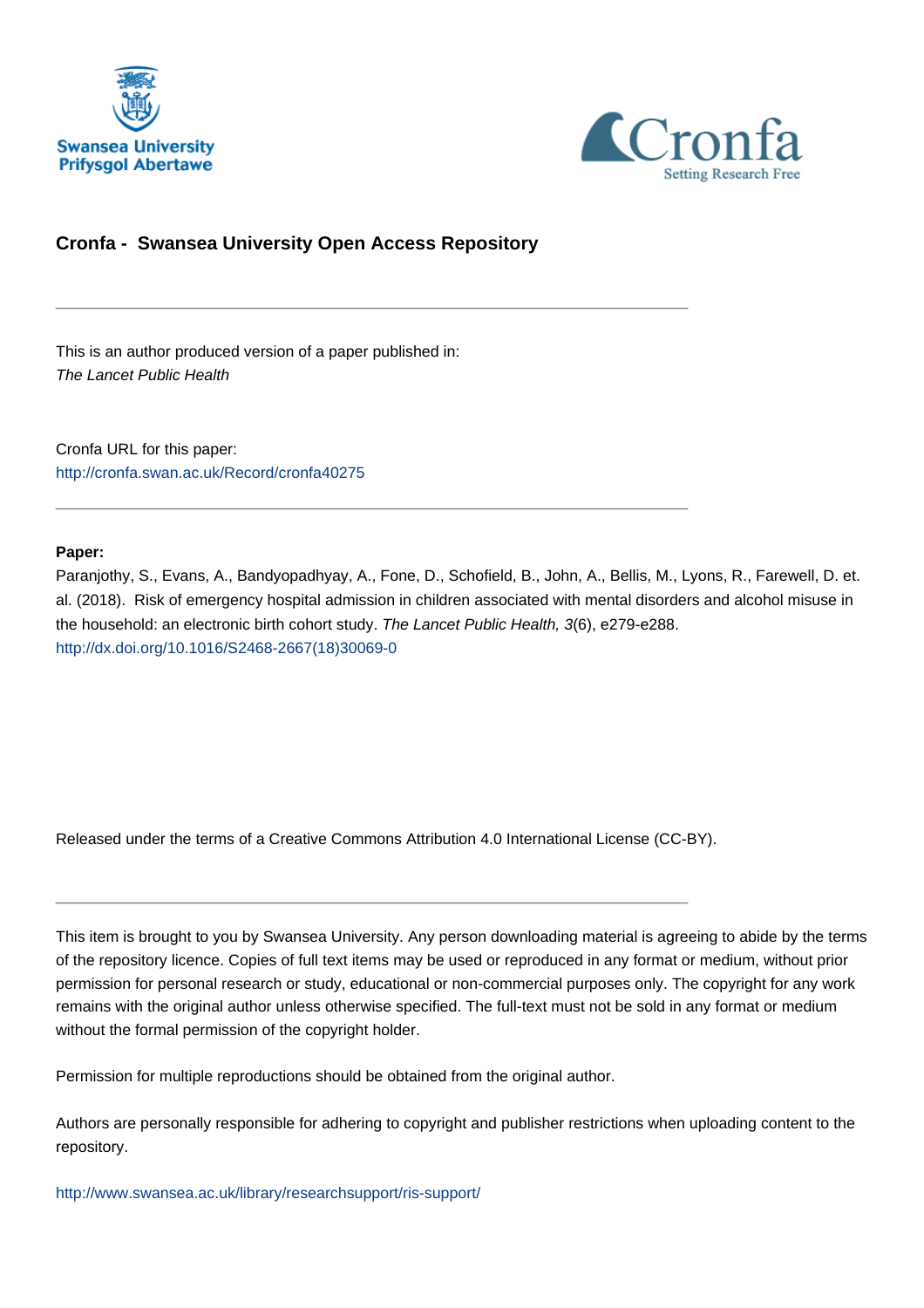Swansea University
Prifysgol Abertawe

Cronfa
Setting Research Free

## Cronfa - Swansea University Open Access Repository

---

This is an author produced version of a paper published in:
*The Lancet Public Health*

Cronfa URL for this paper:
http://cronfa.swan.ac.uk/Record/cronfa40275

---

**Paper:**
Paranjothy, S., Evans, A., Bandyopadhyay, A., Fone, D., Schofield, B., John, A., Bellis, M., Lyons, R., Farewell, D. et. al. (2018). Risk of emergency hospital admission in children associated with mental disorders and alcohol misuse in the household: an electronic birth cohort study. *The Lancet Public Health, 3*(6), e279-e288.
http://dx.doi.org/10.1016/S2468-2667(18)30069-0

Released under the terms of a Creative Commons Attribution 4.0 International License (CC-BY).

---

This item is brought to you by Swansea University. Any person downloading material is agreeing to abide by the terms of the repository licence. Copies of full text items may be used or reproduced in any format or medium, without prior permission for personal research or study, educational or non-commercial purposes only. The copyright for any work remains with the original author unless otherwise specified. The full-text must not be sold in any format or medium without the formal permission of the copyright holder.

Permission for multiple reproductions should be obtained from the original author.

Authors are personally responsible for adhering to copyright and publisher restrictions when uploading content to the repository.

http://www.swansea.ac.uk/library/researchsupport/ris-support/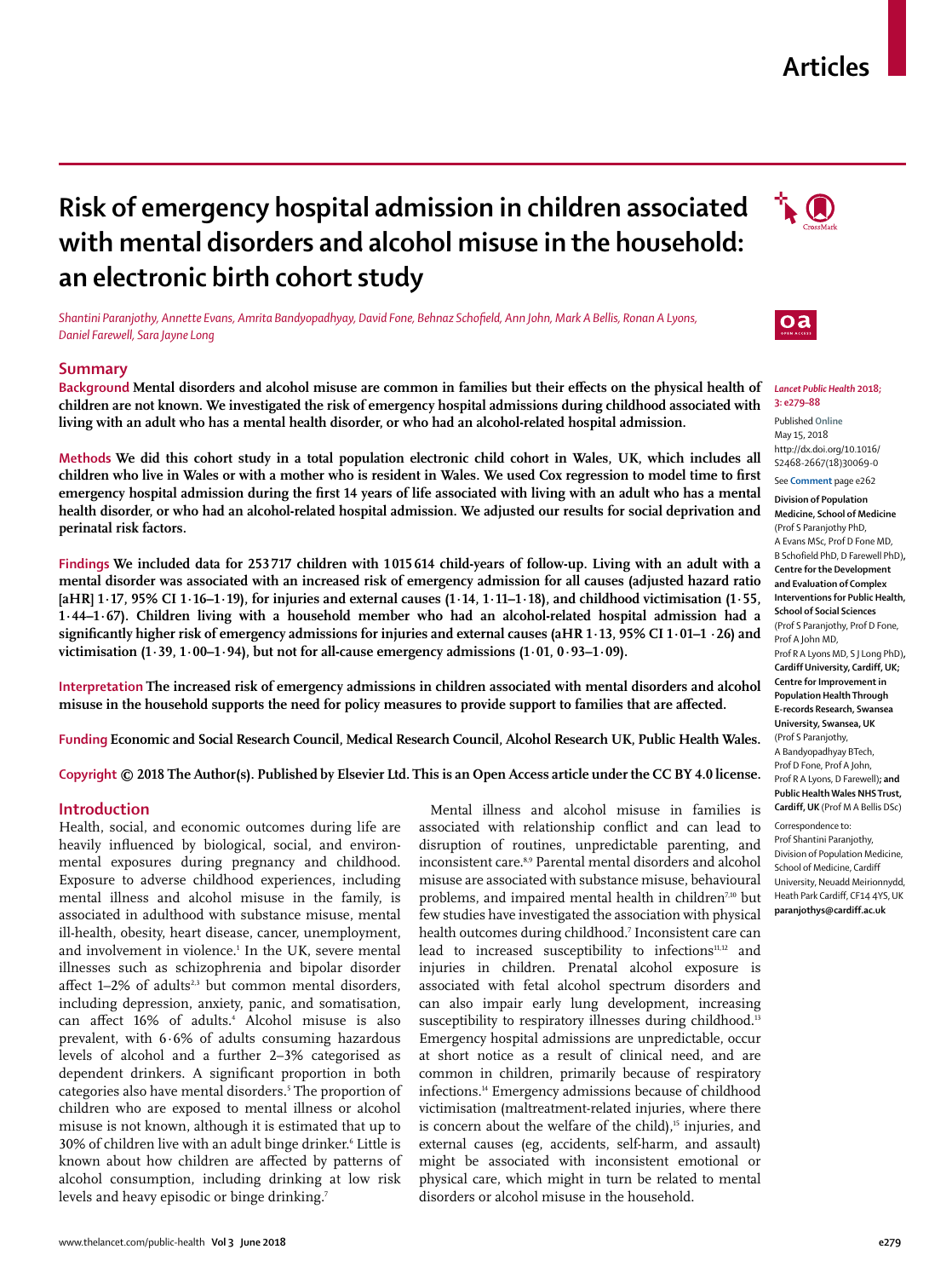# Risk of emergency hospital admission in children associated with mental disorders and alcohol misuse in the household: an electronic birth cohort study

*Shantini Paranjothy, Annette Evans, Amrita Bandyopadhyay, David Fone, Behnaz Schofield, Ann John, Mark A Bellis, Ronan A Lyons, Daniel Farewell, Sara Jayne Long*

## Summary

**Background** **Mental disorders and alcohol misuse are common in families but their effects on the physical health of children are not known. We investigated the risk of emergency hospital admissions during childhood associated with living with an adult who has a mental health disorder, or who had an alcohol-related hospital admission.**

**Methods** **We did this cohort study in a total population electronic child cohort in Wales, UK, which includes all children who live in Wales or with a mother who is resident in Wales. We used Cox regression to model time to first emergency hospital admission during the first 14 years of life associated with living with an adult who has a mental health disorder, or who had an alcohol-related hospital admission. We adjusted our results for social deprivation and perinatal risk factors.**

**Findings** **We included data for 253 717 children with 1 015 614 child-years of follow-up. Living with an adult with a mental disorder was associated with an increased risk of emergency admission for all causes (adjusted hazard ratio [aHR] 1·17, 95% CI 1·16–1·19), for injuries and external causes (1·14, 1·11–1·18), and childhood victimisation (1·55, 1·44–1·67). Children living with a household member who had an alcohol-related hospital admission had a significantly higher risk of emergency admissions for injuries and external causes (aHR 1·13, 95% CI 1·01–1 ·26) and victimisation (1·39, 1·00–1·94), but not for all-cause emergency admissions (1·01, 0·93–1·09).**

**Interpretation** **The increased risk of emergency admissions in children associated with mental disorders and alcohol misuse in the household supports the need for policy measures to provide support to families that are affected.**

**Funding** **Economic and Social Research Council, Medical Research Council, Alcohol Research UK, Public Health Wales.**

**Copyright** **© 2018 The Author(s). Published by Elsevier Ltd. This is an Open Access article under the CC BY 4.0 license.**

*Lancet Public Health* **2018; 3: e279–88**

Published Online May 15, 2018 http://dx.doi.org/10.1016/S2468-2667(18)30069-0

See **Comment** page e262

**Division of Population Medicine, School of Medicine** (Prof S Paranjothy PhD, A Evans MSc, Prof D Fone MD, B Schofield PhD, D Farewell PhD)**, Centre for the Development and Evaluation of Complex Interventions for Public Health, School of Social Sciences** (Prof S Paranjothy, Prof D Fone, Prof A John MD, Prof R A Lyons MD, S J Long PhD)**, Cardiff University, Cardiff, UK; Centre for Improvement in Population Health Through E-records Research, Swansea University, Swansea, UK** (Prof S Paranjothy, A Bandyopadhyay BTech, Prof D Fone, Prof A John, Prof R A Lyons, D Farewell)**; and Public Health Wales NHS Trust, Cardiff, UK** (Prof M A Bellis DSc)

Correspondence to: Prof Shantini Paranjothy, Division of Population Medicine, School of Medicine, Cardiff University, Neuadd Meirionnydd, Heath Park Cardiff, CF14 4YS, UK **paranjothys@cardiff.ac.uk**

## Introduction

Health, social, and economic outcomes during life are heavily influenced by biological, social, and environmental exposures during pregnancy and childhood. Exposure to adverse childhood experiences, including mental illness and alcohol misuse in the family, is associated in adulthood with substance misuse, mental ill-health, obesity, heart disease, cancer, unemployment, and involvement in violence.[1] In the UK, severe mental illnesses such as schizophrenia and bipolar disorder affect 1–2% of adults[2,3] but common mental disorders, including depression, anxiety, panic, and somatisation, can affect 16% of adults.[4] Alcohol misuse is also prevalent, with 6·6% of adults consuming hazardous levels of alcohol and a further 2–3% categorised as dependent drinkers. A significant proportion in both categories also have mental disorders.[5] The proportion of children who are exposed to mental illness or alcohol misuse is not known, although it is estimated that up to 30% of children live with an adult binge drinker.[6] Little is known about how children are affected by patterns of alcohol consumption, including drinking at low risk levels and heavy episodic or binge drinking.[7]

Mental illness and alcohol misuse in families is associated with relationship conflict and can lead to disruption of routines, unpredictable parenting, and inconsistent care.[8,9] Parental mental disorders and alcohol misuse are associated with substance misuse, behavioural problems, and impaired mental health in children[7,10] but few studies have investigated the association with physical health outcomes during childhood.[7] Inconsistent care can lead to increased susceptibility to infections[11,12] and injuries in children. Prenatal alcohol exposure is associated with fetal alcohol spectrum disorders and can also impair early lung development, increasing susceptibility to respiratory illnesses during childhood.[13] Emergency hospital admissions are unpredictable, occur at short notice as a result of clinical need, and are common in children, primarily because of respiratory infections.[14] Emergency admissions because of childhood victimisation (maltreatment-related injuries, where there is concern about the welfare of the child),[15] injuries, and external causes (eg, accidents, self-harm, and assault) might be associated with inconsistent emotional or physical care, which might in turn be related to mental disorders or alcohol misuse in the household.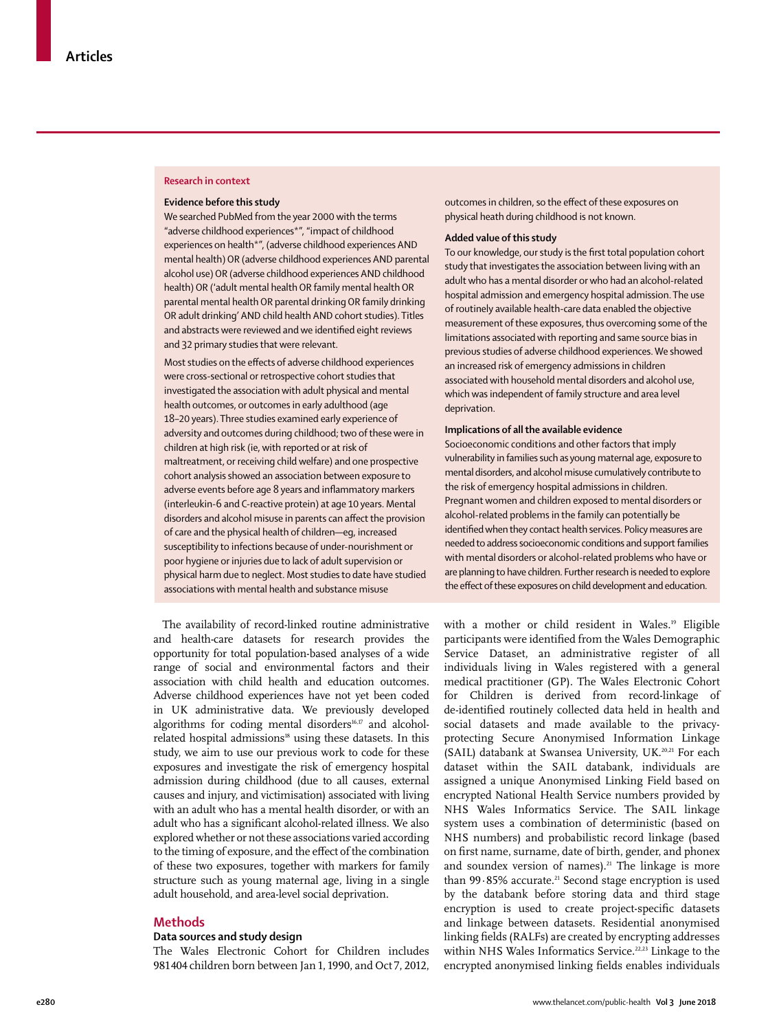## Research in context

### Evidence before this study

We searched PubMed from the year 2000 with the terms "adverse childhood experiences*", "impact of childhood experiences on health*", (adverse childhood experiences AND mental health) OR (adverse childhood experiences AND parental alcohol use) OR (adverse childhood experiences AND childhood health) OR ('adult mental health OR family mental health OR parental mental health OR parental drinking OR family drinking OR adult drinking' AND child health AND cohort studies). Titles and abstracts were reviewed and we identified eight reviews and 32 primary studies that were relevant.

Most studies on the effects of adverse childhood experiences were cross-sectional or retrospective cohort studies that investigated the association with adult physical and mental health outcomes, or outcomes in early adulthood (age 18–20 years). Three studies examined early experience of adversity and outcomes during childhood; two of these were in children at high risk (ie, with reported or at risk of maltreatment, or receiving child welfare) and one prospective cohort analysis showed an association between exposure to adverse events before age 8 years and inflammatory markers (interleukin-6 and C-reactive protein) at age 10 years. Mental disorders and alcohol misuse in parents can affect the provision of care and the physical health of children—eg, increased susceptibility to infections because of under-nourishment or poor hygiene or injuries due to lack of adult supervision or physical harm due to neglect. Most studies to date have studied associations with mental health and substance misuse outcomes in children, so the effect of these exposures on physical heath during childhood is not known.

### Added value of this study

To our knowledge, our study is the first total population cohort study that investigates the association between living with an adult who has a mental disorder or who had an alcohol-related hospital admission and emergency hospital admission. The use of routinely available health-care data enabled the objective measurement of these exposures, thus overcoming some of the limitations associated with reporting and same source bias in previous studies of adverse childhood experiences. We showed an increased risk of emergency admissions in children associated with household mental disorders and alcohol use, which was independent of family structure and area level deprivation.

### Implications of all the available evidence

Socioeconomic conditions and other factors that imply vulnerability in families such as young maternal age, exposure to mental disorders, and alcohol misuse cumulatively contribute to the risk of emergency hospital admissions in children. Pregnant women and children exposed to mental disorders or alcohol-related problems in the family can potentially be identified when they contact health services. Policy measures are needed to address socioeconomic conditions and support families with mental disorders or alcohol-related problems who have or are planning to have children. Further research is needed to explore the effect of these exposures on child development and education.

The availability of record-linked routine administrative and health-care datasets for research provides the opportunity for total population-based analyses of a wide range of social and environmental factors and their association with child health and education outcomes. Adverse childhood experiences have not yet been coded in UK administrative data. We previously developed algorithms for coding mental disorders[16,17] and alcohol-related hospital admissions[18] using these datasets. In this study, we aim to use our previous work to code for these exposures and investigate the risk of emergency hospital admission during childhood (due to all causes, external causes and injury, and victimisation) associated with living with an adult who has a mental health disorder, or with an adult who has a significant alcohol-related illness. We also explored whether or not these associations varied according to the timing of exposure, and the effect of the combination of these two exposures, together with markers for family structure such as young maternal age, living in a single adult household, and area-level social deprivation.

## Methods

### Data sources and study design

The Wales Electronic Cohort for Children includes 981 404 children born between Jan 1, 1990, and Oct 7, 2012, with a mother or child resident in Wales.[19] Eligible participants were identified from the Wales Demographic Service Dataset, an administrative register of all individuals living in Wales registered with a general medical practitioner (GP). The Wales Electronic Cohort for Children is derived from record-linkage of de-identified routinely collected data held in health and social datasets and made available to the privacy-protecting Secure Anonymised Information Linkage (SAIL) databank at Swansea University, UK.[20,21] For each dataset within the SAIL databank, individuals are assigned a unique Anonymised Linking Field based on encrypted National Health Service numbers provided by NHS Wales Informatics Service. The SAIL linkage system uses a combination of deterministic (based on NHS numbers) and probabilistic record linkage (based on first name, surname, date of birth, gender, and phonex and soundex version of names).[21] The linkage is more than 99·85% accurate.[21] Second stage encryption is used by the databank before storing data and third stage encryption is used to create project-specific datasets and linkage between datasets. Residential anonymised linking fields (RALFs) are created by encrypting addresses within NHS Wales Informatics Service.[22,23] Linkage to the encrypted anonymised linking fields enables individuals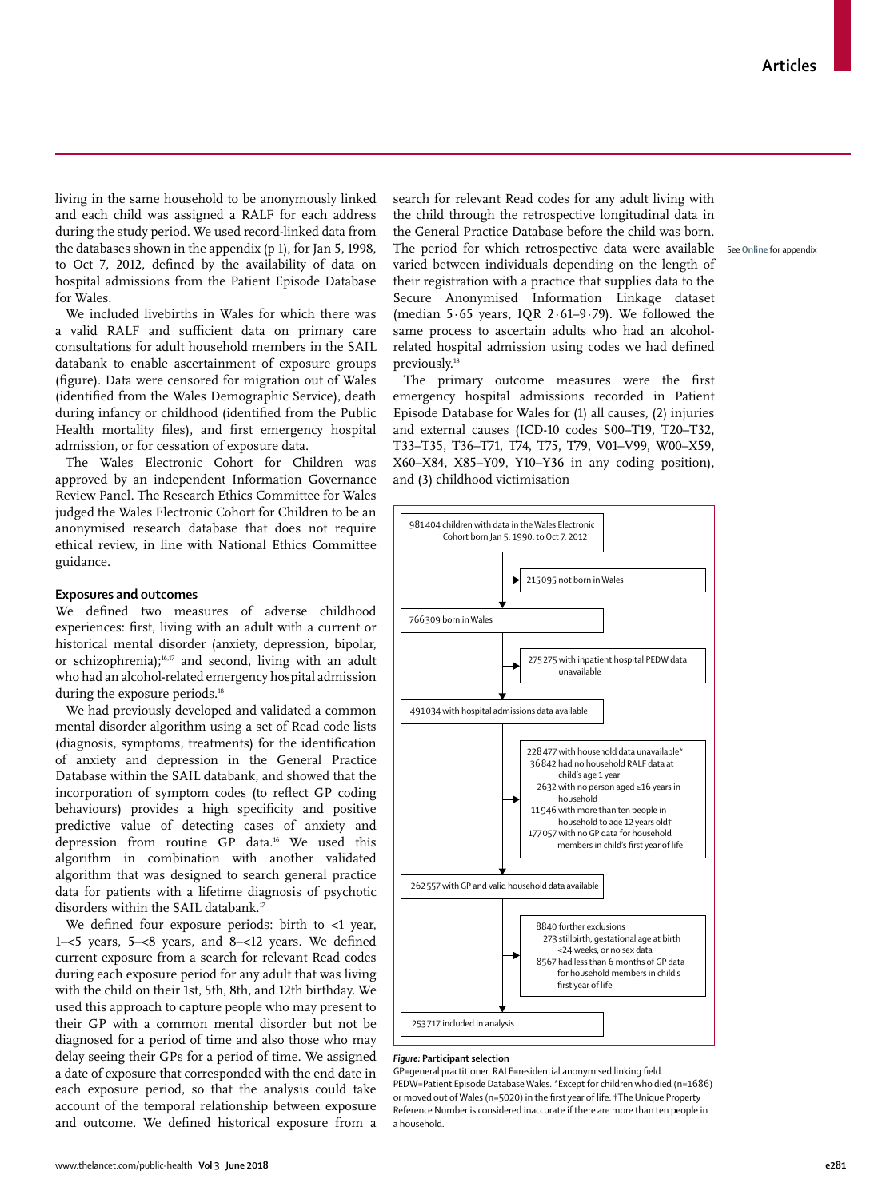living in the same household to be anonymously linked and each child was assigned a RALF for each address during the study period. We used record-linked data from the databases shown in the appendix (p 1), for Jan 5, 1998, to Oct 7, 2012, defined by the availability of data on hospital admissions from the Patient Episode Database for Wales.

We included livebirths in Wales for which there was a valid RALF and sufficient data on primary care consultations for adult household members in the SAIL databank to enable ascertainment of exposure groups (figure). Data were censored for migration out of Wales (identified from the Wales Demographic Service), death during infancy or childhood (identified from the Public Health mortality files), and first emergency hospital admission, or for cessation of exposure data.

The Wales Electronic Cohort for Children was approved by an independent Information Governance Review Panel. The Research Ethics Committee for Wales judged the Wales Electronic Cohort for Children to be an anonymised research database that does not require ethical review, in line with National Ethics Committee guidance.

## Exposures and outcomes

We defined two measures of adverse childhood experiences: first, living with an adult with a current or historical mental disorder (anxiety, depression, bipolar, or schizophrenia);[16,17] and second, living with an adult who had an alcohol-related emergency hospital admission during the exposure periods.[18]

We had previously developed and validated a common mental disorder algorithm using a set of Read code lists (diagnosis, symptoms, treatments) for the identification of anxiety and depression in the General Practice Database within the SAIL databank, and showed that the incorporation of symptom codes (to reflect GP coding behaviours) provides a high specificity and positive predictive value of detecting cases of anxiety and depression from routine GP data.[16] We used this algorithm in combination with another validated algorithm that was designed to search general practice data for patients with a lifetime diagnosis of psychotic disorders within the SAIL databank.[17]

We defined four exposure periods: birth to <1 year, 1–<5 years, 5–<8 years, and 8–<12 years. We defined current exposure from a search for relevant Read codes during each exposure period for any adult that was living with the child on their 1st, 5th, 8th, and 12th birthday. We used this approach to capture people who may present to their GP with a common mental disorder but not be diagnosed for a period of time and also those who may delay seeing their GPs for a period of time. We assigned a date of exposure that corresponded with the end date in each exposure period, so that the analysis could take account of the temporal relationship between exposure and outcome. We defined historical exposure from a search for relevant Read codes for any adult living with the child through the retrospective longitudinal data in the General Practice Database before the child was born. The period for which retrospective data were available varied between individuals depending on the length of their registration with a practice that supplies data to the Secure Anonymised Information Linkage dataset (median 5·65 years, IQR 2·61–9·79). We followed the same process to ascertain adults who had an alcohol-related hospital admission using codes we had defined previously.[18]

See Online for appendix

The primary outcome measures were the first emergency hospital admissions recorded in Patient Episode Database for Wales for (1) all causes, (2) injuries and external causes (ICD-10 codes S00–T19, T20–T32, T33–T35, T36–T71, T74, T75, T79, V01–V99, W00–X59, X60–X84, X85–Y09, Y10–Y36 in any coding position), and (3) childhood victimisation

981 404 children with data in the Wales Electronic Cohort born Jan 5, 1990, to Oct 7, 2012
→ 215 095 not born in Wales
766 309 born in Wales
→ 275 275 with inpatient hospital PEDW data unavailable
491 034 with hospital admissions data available
→ 228 477 with household data unavailable*
- 36 842 had no household RALF data at child's age 1 year
- 2632 with no person aged ≥16 years in household
- 11 946 with more than ten people in household to age 12 years old†
- 177 057 with no GP data for household members in child's first year of life

262 557 with GP and valid household data available
→ 8840 further exclusions
- 273 stillbirth, gestational age at birth <24 weeks, or no sex data
- 8567 had less than 6 months of GP data for household members in child's first year of life

253 717 included in analysis

***Figure:* Participant selection**
GP=general practitioner. RALF=residential anonymised linking field. PEDW=Patient Episode Database Wales. *Except for children who died (n=1686) or moved out of Wales (n=5020) in the first year of life. †The Unique Property Reference Number is considered inaccurate if there are more than ten people in a household.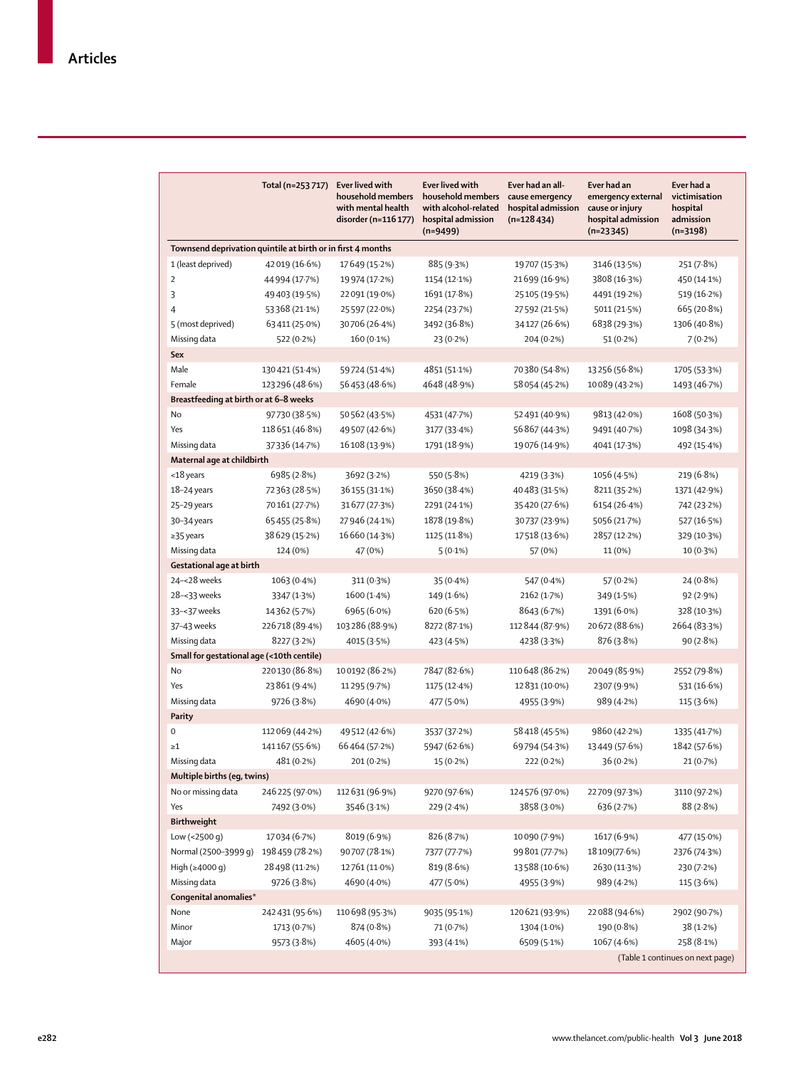| | Total (n=253 717) | Ever lived with household members with mental health disorder (n=116 177) | Ever lived with household members with alcohol-related hospital admission (n=9499) | Ever had an all-cause emergency hospital admission (n=128 434) | Ever had an emergency external cause or injury hospital admission (n=23 345) | Ever had a victimisation hospital admission (n=3198) |
|---|---|---|---|---|---|---|
| **Townsend deprivation quintile at birth or in first 4 months** | | | | | | |
| 1 (least deprived) | 42 019 (16·6%) | 17 649 (15·2%) | 885 (9·3%) | 19 707 (15·3%) | 3146 (13·5%) | 251 (7·8%) |
| 2 | 44 994 (17·7%) | 19 974 (17·2%) | 1154 (12·1%) | 21 699 (16·9%) | 3808 (16·3%) | 450 (14·1%) |
| 3 | 49 403 (19·5%) | 22 091 (19·0%) | 1691 (17·8%) | 25 105 (19·5%) | 4491 (19·2%) | 519 (16·2%) |
| 4 | 53 368 (21·1%) | 25 597 (22·0%) | 2254 (23·7%) | 27 592 (21·5%) | 5011 (21·5%) | 665 (20·8%) |
| 5 (most deprived) | 63 411 (25·0%) | 30 706 (26·4%) | 3492 (36·8%) | 34 127 (26·6%) | 6838 (29·3%) | 1306 (40·8%) |
| Missing data | 522 (0·2%) | 160 (0·1%) | 23 (0·2%) | 204 (0·2%) | 51 (0·2%) | 7 (0·2%) |
| **Sex** | | | | | | |
| Male | 130 421 (51·4%) | 59 724 (51·4%) | 4851 (51·1%) | 70 380 (54·8%) | 13 256 (56·8%) | 1705 (53·3%) |
| Female | 123 296 (48·6%) | 56 453 (48·6%) | 4648 (48·9%) | 58 054 (45·2%) | 10 089 (43·2%) | 1493 (46·7%) |
| **Breastfeeding at birth or at 6–8 weeks** | | | | | | |
| No | 97 730 (38·5%) | 50 562 (43·5%) | 4531 (47·7%) | 52 491 (40·9%) | 9813 (42·0%) | 1608 (50·3%) |
| Yes | 118 651 (46·8%) | 49 507 (42·6%) | 3177 (33·4%) | 56 867 (44·3%) | 9491 (40·7%) | 1098 (34·3%) |
| Missing data | 37 336 (14·7%) | 16 108 (13·9%) | 1791 (18·9%) | 19 076 (14·9%) | 4041 (17·3%) | 492 (15·4%) |
| **Maternal age at childbirth** | | | | | | |
| <18 years | 6985 (2·8%) | 3692 (3·2%) | 550 (5·8%) | 4219 (3·3%) | 1056 (4·5%) | 219 (6·8%) |
| 18–24 years | 72 363 (28·5%) | 36 155 (31·1%) | 3650 (38·4%) | 40 483 (31·5%) | 8211 (35·2%) | 1371 (42·9%) |
| 25–29 years | 70 161 (27·7%) | 31 677 (27·3%) | 2291 (24·1%) | 35 420 (27·6%) | 6154 (26·4%) | 742 (23·2%) |
| 30–34 years | 65 455 (25·8%) | 27 946 (24·1%) | 1878 (19·8%) | 30 737 (23·9%) | 5056 (21·7%) | 527 (16·5%) |
| ≥35 years | 38 629 (15·2%) | 16 660 (14·3%) | 1125 (11·8%) | 17 518 (13·6%) | 2857 (12·2%) | 329 (10·3%) |
| Missing data | 124 (0%) | 47 (0%) | 5 (0·1%) | 57 (0%) | 11 (0%) | 10 (0·3%) |
| **Gestational age at birth** | | | | | | |
| 24–<28 weeks | 1063 (0·4%) | 311 (0·3%) | 35 (0·4%) | 547 (0·4%) | 57 (0·2%) | 24 (0·8%) |
| 28–<33 weeks | 3347 (1·3%) | 1600 (1·4%) | 149 (1·6%) | 2162 (1·7%) | 349 (1·5%) | 92 (2·9%) |
| 33–<37 weeks | 14 362 (5·7%) | 6965 (6·0%) | 620 (6·5%) | 8643 (6·7%) | 1391 (6·0%) | 328 (10·3%) |
| 37–43 weeks | 226 718 (89·4%) | 103 286 (88·9%) | 8272 (87·1%) | 112 844 (87·9%) | 20 672 (88·6%) | 2664 (83·3%) |
| Missing data | 8227 (3·2%) | 4015 (3·5%) | 423 (4·5%) | 4238 (3·3%) | 876 (3·8%) | 90 (2·8%) |
| **Small for gestational age (<10th centile)** | | | | | | |
| No | 220 130 (86·8%) | 100 192 (86·2%) | 7847 (82·6%) | 110 648 (86·2%) | 20 049 (85·9%) | 2552 (79·8%) |
| Yes | 23 861 (9·4%) | 11 295 (9·7%) | 1175 (12·4%) | 12 831 (10·0%) | 2307 (9·9%) | 531 (16·6%) |
| Missing data | 9726 (3·8%) | 4690 (4·0%) | 477 (5·0%) | 4955 (3·9%) | 989 (4·2%) | 115 (3·6%) |
| **Parity** | | | | | | |
| 0 | 112 069 (44·2%) | 49 512 (42·6%) | 3537 (37·2%) | 58 418 (45·5%) | 9860 (42·2%) | 1335 (41·7%) |
| ≥1 | 141 167 (55·6%) | 66 464 (57·2%) | 5947 (62·6%) | 69 794 (54·3%) | 13 449 (57·6%) | 1842 (57·6%) |
| Missing data | 481 (0·2%) | 201 (0·2%) | 15 (0·2%) | 222 (0·2%) | 36 (0·2%) | 21 (0·7%) |
| **Multiple births (eg, twins)** | | | | | | |
| No or missing data | 246 225 (97·0%) | 112 631 (96·9%) | 9270 (97·6%) | 124 576 (97·0%) | 22 709 (97·3%) | 3110 (97·2%) |
| Yes | 7492 (3·0%) | 3546 (3·1%) | 229 (2·4%) | 3858 (3·0%) | 636 (2·7%) | 88 (2·8%) |
| **Birthweight** | | | | | | |
| Low (<2500 g) | 17 034 (6·7%) | 8019 (6·9%) | 826 (8·7%) | 10 090 (7·9%) | 1617 (6·9%) | 477 (15·0%) |
| Normal (2500–3999 g) | 198 459 (78·2%) | 90 707 (78·1%) | 7377 (77·7%) | 99 801 (77·7%) | 18 109 (77·6%) | 2376 (74·3%) |
| High (≥4000 g) | 28 498 (11·2%) | 12 761 (11·0%) | 819 (8·6%) | 13 588 (10·6%) | 2630 (11·3%) | 230 (7·2%) |
| Missing data | 9726 (3·8%) | 4690 (4·0%) | 477 (5·0%) | 4955 (3·9%) | 989 (4·2%) | 115 (3·6%) |
| **Congenital anomalies*** | | | | | | |
| None | 242 431 (95·6%) | 110 698 (95·3%) | 9035 (95·1%) | 120 621 (93·9%) | 22 088 (94·6%) | 2902 (90·7%) |
| Minor | 1713 (0·7%) | 874 (0·8%) | 71 (0·7%) | 1304 (1·0%) | 190 (0·8%) | 38 (1·2%) |
| Major | 9573 (3·8%) | 4605 (4·0%) | 393 (4·1%) | 6509 (5·1%) | 1067 (4·6%) | 258 (8·1%) |

(Table 1 continues on next page)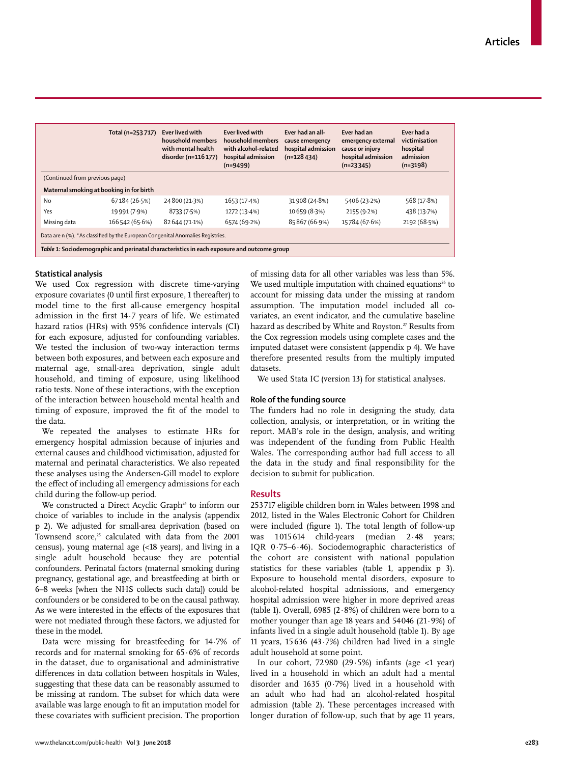|  | Total (n=253 717) | Ever lived with household members with mental health disorder (n=116 177) | Ever lived with household members with alcohol-related hospital admission (n=9499) | Ever had an all-cause emergency hospital admission (n=128 434) | Ever had an emergency external cause or injury hospital admission (n=23 345) | Ever had a victimisation hospital admission (n=3198) |
|---|---|---|---|---|---|---|
| (Continued from previous page) | | | | | | |
| **Maternal smoking at booking in for birth** | | | | | | |
| No | 67 184 (26·5%) | 24 800 (21·3%) | 1653 (17·4%) | 31 908 (24·8%) | 5406 (23·2%) | 568 (17·8%) |
| Yes | 19 991 (7·9%) | 8733 (7·5%) | 1272 (13·4%) | 10 659 (8·3%) | 2155 (9·2%) | 438 (13·7%) |
| Missing data | 166 542 (65·6%) | 82 644 (71·1%) | 6574 (69·2%) | 85 867 (66·9%) | 15 784 (67·6%) | 2192 (68·5%) |

Data are n (%). *As classified by the European Congenital Anomalies Registries.

*Table 1:* **Sociodemographic and perinatal characteristics in each exposure and outcome group**

### Statistical analysis

We used Cox regression with discrete time-varying exposure covariates (0 until first exposure, 1 thereafter) to model time to the first all-cause emergency hospital admission in the first 14·7 years of life. We estimated hazard ratios (HRs) with 95% confidence intervals (CI) for each exposure, adjusted for confounding variables. We tested the inclusion of two-way interaction terms between both exposures, and between each exposure and maternal age, small-area deprivation, single adult household, and timing of exposure, using likelihood ratio tests. None of these interactions, with the exception of the interaction between household mental health and timing of exposure, improved the fit of the model to the data.

We repeated the analyses to estimate HRs for emergency hospital admission because of injuries and external causes and childhood victimisation, adjusted for maternal and perinatal characteristics. We also repeated these analyses using the Andersen-Gill model to explore the effect of including all emergency admissions for each child during the follow-up period.

We constructed a Direct Acyclic Graph[24] to inform our choice of variables to include in the analysis (appendix p 2). We adjusted for small-area deprivation (based on Townsend score,[25] calculated with data from the 2001 census), young maternal age (<18 years), and living in a single adult household because they are potential confounders. Perinatal factors (maternal smoking during pregnancy, gestational age, and breastfeeding at birth or 6–8 weeks [when the NHS collects such data]) could be confounders or be considered to be on the causal pathway. As we were interested in the effects of the exposures that were not mediated through these factors, we adjusted for these in the model.

Data were missing for breastfeeding for 14·7% of records and for maternal smoking for 65·6% of records in the dataset, due to organisational and administrative differences in data collation between hospitals in Wales, suggesting that these data can be reasonably assumed to be missing at random. The subset for which data were available was large enough to fit an imputation model for these covariates with sufficient precision. The proportion of missing data for all other variables was less than 5%. We used multiple imputation with chained equations[26] to account for missing data under the missing at random assumption. The imputation model included all co-variates, an event indicator, and the cumulative baseline hazard as described by White and Royston.[27] Results from the Cox regression models using complete cases and the imputed dataset were consistent (appendix p 4). We have therefore presented results from the multiply imputed datasets.

We used Stata IC (version 13) for statistical analyses.

### Role of the funding source

The funders had no role in designing the study, data collection, analysis, or interpretation, or in writing the report. MAB's role in the design, analysis, and writing was independent of the funding from Public Health Wales. The corresponding author had full access to all the data in the study and final responsibility for the decision to submit for publication.

## Results

253 717 eligible children born in Wales between 1998 and 2012, listed in the Wales Electronic Cohort for Children were included (figure 1). The total length of follow-up was 1 015 614 child-years (median 2·48 years; IQR 0·75–6·46). Sociodemographic characteristics of the cohort are consistent with national population statistics for these variables (table 1, appendix p 3). Exposure to household mental disorders, exposure to alcohol-related hospital admissions, and emergency hospital admission were higher in more deprived areas (table 1). Overall, 6985 (2·8%) of children were born to a mother younger than age 18 years and 54 046 (21·9%) of infants lived in a single adult household (table 1). By age 11 years, 15 636 (43·7%) children had lived in a single adult household at some point.

In our cohort, 72 980 (29·5%) infants (age <1 year) lived in a household in which an adult had a mental disorder and 1635 (0·7%) lived in a household with an adult who had had an alcohol-related hospital admission (table 2). These percentages increased with longer duration of follow-up, such that by age 11 years,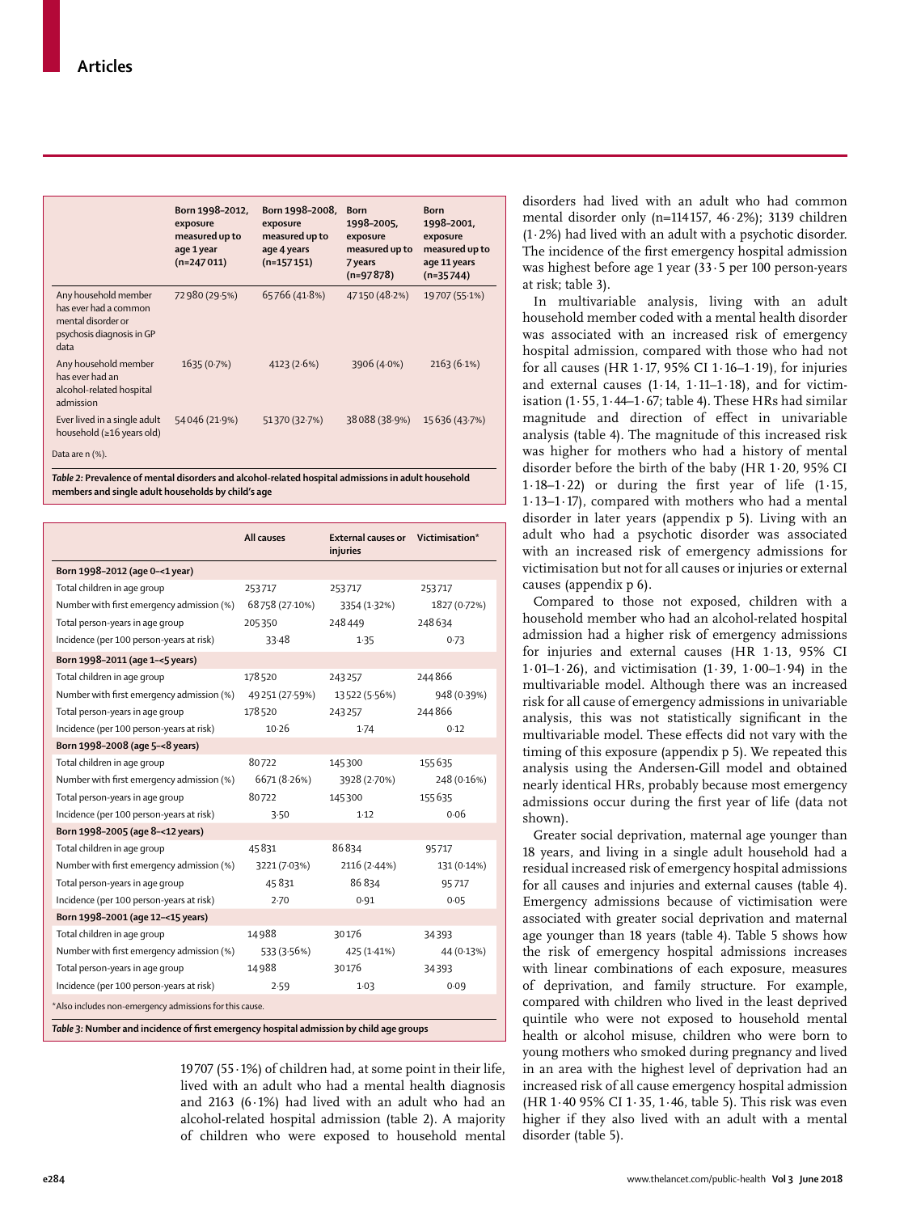| | Born 1998–2012, exposure measured up to age 1 year (n=247 011) | Born 1998–2008, exposure measured up to age 4 years (n=157 151) | Born 1998–2005, exposure measured up to 7 years (n=97 878) | Born 1998–2001, exposure measured up to age 11 years (n=35 744) |
|---|---|---|---|---|
| Any household member has ever had a common mental disorder or psychosis diagnosis in GP data | 72 980 (29·5%) | 65 766 (41·8%) | 47 150 (48·2%) | 19 707 (55·1%) |
| Any household member has ever had an alcohol-related hospital admission | 1635 (0·7%) | 4123 (2·6%) | 3906 (4·0%) | 2163 (6·1%) |
| Ever lived in a single adult household (≥16 years old) | 54 046 (21·9%) | 51 370 (32·7%) | 38 088 (38·9%) | 15 636 (43·7%) |

Data are n (%).

*Table 2:* **Prevalence of mental disorders and alcohol-related hospital admissions in adult household members and single adult households by child's age**

| | All causes | External causes or injuries | Victimisation* |
|---|---|---|---|
| **Born 1998–2012 (age 0–<1 year)** | | | |
| Total children in age group | 253 717 | 253 717 | 253 717 |
| Number with first emergency admission (%) | 68 758 (27·10%) | 3354 (1·32%) | 1827 (0·72%) |
| Total person-years in age group | 205 350 | 248 449 | 248 634 |
| Incidence (per 100 person-years at risk) | 33·48 | 1·35 | 0·73 |
| **Born 1998–2011 (age 1–<5 years)** | | | |
| Total children in age group | 178 520 | 243 257 | 244 866 |
| Number with first emergency admission (%) | 49 251 (27·59%) | 13 522 (5·56%) | 948 (0·39%) |
| Total person-years in age group | 178 520 | 243 257 | 244 866 |
| Incidence (per 100 person-years at risk) | 10·26 | 1·74 | 0·12 |
| **Born 1998–2008 (age 5–<8 years)** | | | |
| Total children in age group | 80 722 | 145 300 | 155 635 |
| Number with first emergency admission (%) | 6671 (8·26%) | 3928 (2·70%) | 248 (0·16%) |
| Total person-years in age group | 80 722 | 145 300 | 155 635 |
| Incidence (per 100 person-years at risk) | 3·50 | 1·12 | 0·06 |
| **Born 1998–2005 (age 8–<12 years)** | | | |
| Total children in age group | 45 831 | 86 834 | 95 717 |
| Number with first emergency admission (%) | 3221 (7·03%) | 2116 (2·44%) | 131 (0·14%) |
| Total person-years in age group | 45 831 | 86 834 | 95 717 |
| Incidence (per 100 person-years at risk) | 2·70 | 0·91 | 0·05 |
| **Born 1998–2001 (age 12–<15 years)** | | | |
| Total children in age group | 14 988 | 30 176 | 34 393 |
| Number with first emergency admission (%) | 533 (3·56%) | 425 (1·41%) | 44 (0·13%) |
| Total person-years in age group | 14 988 | 30 176 | 34 393 |
| Incidence (per 100 person-years at risk) | 2·59 | 1·03 | 0·09 |

*Also includes non-emergency admissions for this cause.

*Table 3:* **Number and incidence of first emergency hospital admission by child age groups**

19 707 (55·1%) of children had, at some point in their life, lived with an adult who had a mental health diagnosis and 2163 (6·1%) had lived with an adult who had an alcohol-related hospital admission (table 2). A majority of children who were exposed to household mental disorders had lived with an adult who had common mental disorder only (n=114 157, 46·2%); 3139 children (1·2%) had lived with an adult with a psychotic disorder. The incidence of the first emergency hospital admission was highest before age 1 year (33·5 per 100 person-years at risk; table 3).

In multivariable analysis, living with an adult household member coded with a mental health disorder was associated with an increased risk of emergency hospital admission, compared with those who had not for all causes (HR 1·17, 95% CI 1·16–1·19), for injuries and external causes (1·14, 1·11–1·18), and for victimisation (1·55, 1·44–1·67; table 4). These HRs had similar magnitude and direction of effect in univariable analysis (table 4). The magnitude of this increased risk was higher for mothers who had a history of mental disorder before the birth of the baby (HR 1·20, 95% CI 1·18–1·22) or during the first year of life (1·15, 1·13–1·17), compared with mothers who had a mental disorder in later years (appendix p 5). Living with an adult who had a psychotic disorder was associated with an increased risk of emergency admissions for victimisation but not for all causes or injuries or external causes (appendix p 6).

Compared to those not exposed, children with a household member who had an alcohol-related hospital admission had a higher risk of emergency admissions for injuries and external causes (HR 1·13, 95% CI 1·01–1·26), and victimisation (1·39, 1·00–1·94) in the multivariable model. Although there was an increased risk for all cause of emergency admissions in univariable analysis, this was not statistically significant in the multivariable model. These effects did not vary with the timing of this exposure (appendix p 5). We repeated this analysis using the Andersen-Gill model and obtained nearly identical HRs, probably because most emergency admissions occur during the first year of life (data not shown).

Greater social deprivation, maternal age younger than 18 years, and living in a single adult household had a residual increased risk of emergency hospital admissions for all causes and injuries and external causes (table 4). Emergency admissions because of victimisation were associated with greater social deprivation and maternal age younger than 18 years (table 4). Table 5 shows how the risk of emergency hospital admissions increases with linear combinations of each exposure, measures of deprivation, and family structure. For example, compared with children who lived in the least deprived quintile who were not exposed to household mental health or alcohol misuse, children who were born to young mothers who smoked during pregnancy and lived in an area with the highest level of deprivation had an increased risk of all cause emergency hospital admission (HR 1·40 95% CI 1·35, 1·46, table 5). This risk was even higher if they also lived with an adult with a mental disorder (table 5).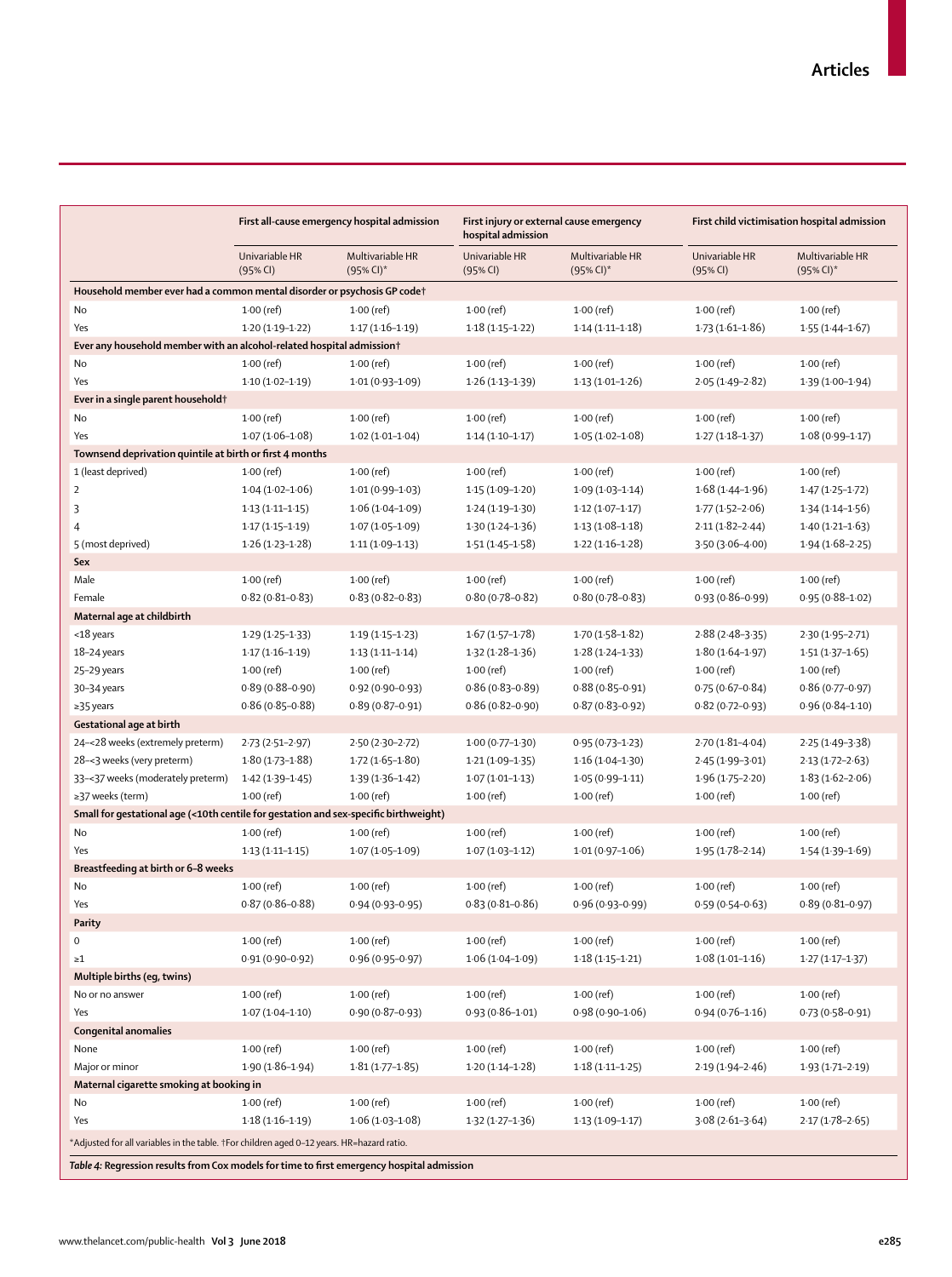| | First all-cause emergency hospital admission | | First injury or external cause emergency hospital admission | | First child victimisation hospital admission | |
|---|---|---|---|---|---|---|
| | Univariable HR (95% CI) | Multivariable HR (95% CI)* | Univariable HR (95% CI) | Multivariable HR (95% CI)* | Univariable HR (95% CI) | Multivariable HR (95% CI)* |
| **Household member ever had a common mental disorder or psychosis GP code†** | | | | | | |
| No | 1·00 (ref) | 1·00 (ref) | 1·00 (ref) | 1·00 (ref) | 1·00 (ref) | 1·00 (ref) |
| Yes | 1·20 (1·19–1·22) | 1·17 (1·16–1·19) | 1·18 (1·15–1·22) | 1·14 (1·11–1·18) | 1·73 (1·61–1·86) | 1·55 (1·44–1·67) |
| **Ever any household member with an alcohol-related hospital admission†** | | | | | | |
| No | 1·00 (ref) | 1·00 (ref) | 1·00 (ref) | 1·00 (ref) | 1·00 (ref) | 1·00 (ref) |
| Yes | 1·10 (1·02–1·19) | 1·01 (0·93–1·09) | 1·26 (1·13–1·39) | 1·13 (1·01–1·26) | 2·05 (1·49–2·82) | 1·39 (1·00–1·94) |
| **Ever in a single parent household†** | | | | | | |
| No | 1·00 (ref) | 1·00 (ref) | 1·00 (ref) | 1·00 (ref) | 1·00 (ref) | 1·00 (ref) |
| Yes | 1·07 (1·06–1·08) | 1·02 (1·01–1·04) | 1·14 (1·10–1·17) | 1·05 (1·02–1·08) | 1·27 (1·18–1·37) | 1·08 (0·99–1·17) |
| **Townsend deprivation quintile at birth or first 4 months** | | | | | | |
| 1 (least deprived) | 1·00 (ref) | 1·00 (ref) | 1·00 (ref) | 1·00 (ref) | 1·00 (ref) | 1·00 (ref) |
| 2 | 1·04 (1·02–1·06) | 1·01 (0·99–1·03) | 1·15 (1·09–1·20) | 1·09 (1·03–1·14) | 1·68 (1·44–1·96) | 1·47 (1·25–1·72) |
| 3 | 1·13 (1·11–1·15) | 1·06 (1·04–1·09) | 1·24 (1·19–1·30) | 1·12 (1·07–1·17) | 1·77 (1·52–2·06) | 1·34 (1·14–1·56) |
| 4 | 1·17 (1·15–1·19) | 1·07 (1·05–1·09) | 1·30 (1·24–1·36) | 1·13 (1·08–1·18) | 2·11 (1·82–2·44) | 1·40 (1·21–1·63) |
| 5 (most deprived) | 1·26 (1·23–1·28) | 1·11 (1·09–1·13) | 1·51 (1·45–1·58) | 1·22 (1·16–1·28) | 3·50 (3·06–4·00) | 1·94 (1·68–2·25) |
| **Sex** | | | | | | |
| Male | 1·00 (ref) | 1·00 (ref) | 1·00 (ref) | 1·00 (ref) | 1·00 (ref) | 1·00 (ref) |
| Female | 0·82 (0·81–0·83) | 0·83 (0·82–0·83) | 0·80 (0·78–0·82) | 0·80 (0·78–0·83) | 0·93 (0·86–0·99) | 0·95 (0·88–1·02) |
| **Maternal age at childbirth** | | | | | | |
| <18 years | 1·29 (1·25–1·33) | 1·19 (1·15–1·23) | 1·67 (1·57–1·78) | 1·70 (1·58–1·82) | 2·88 (2·48–3·35) | 2·30 (1·95–2·71) |
| 18–24 years | 1·17 (1·16–1·19) | 1·13 (1·11–1·14) | 1·32 (1·28–1·36) | 1·28 (1·24–1·33) | 1·80 (1·64–1·97) | 1·51 (1·37–1·65) |
| 25–29 years | 1·00 (ref) | 1·00 (ref) | 1·00 (ref) | 1·00 (ref) | 1·00 (ref) | 1·00 (ref) |
| 30–34 years | 0·89 (0·88–0·90) | 0·92 (0·90–0·93) | 0·86 (0·83–0·89) | 0·88 (0·85–0·91) | 0·75 (0·67–0·84) | 0·86 (0·77–0·97) |
| ≥35 years | 0·86 (0·85–0·88) | 0·89 (0·87–0·91) | 0·86 (0·82–0·90) | 0·87 (0·83–0·92) | 0·82 (0·72–0·93) | 0·96 (0·84–1·10) |
| **Gestational age at birth** | | | | | | |
| 24–<28 weeks (extremely preterm) | 2·73 (2·51–2·97) | 2·50 (2·30–2·72) | 1·00 (0·77–1·30) | 0·95 (0·73–1·23) | 2·70 (1·81–4·04) | 2·25 (1·49–3·38) |
| 28–<3 weeks (very preterm) | 1·80 (1·73–1·88) | 1·72 (1·65–1·80) | 1·21 (1·09–1·35) | 1·16 (1·04–1·30) | 2·45 (1·99–3·01) | 2·13 (1·72–2·63) |
| 33–<37 weeks (moderately preterm) | 1·42 (1·39–1·45) | 1·39 (1·36–1·42) | 1·07 (1·01–1·13) | 1·05 (0·99–1·11) | 1·96 (1·75–2·20) | 1·83 (1·62–2·06) |
| ≥37 weeks (term) | 1·00 (ref) | 1·00 (ref) | 1·00 (ref) | 1·00 (ref) | 1·00 (ref) | 1·00 (ref) |
| **Small for gestational age (<10th centile for gestation and sex-specific birthweight)** | | | | | | |
| No | 1·00 (ref) | 1·00 (ref) | 1·00 (ref) | 1·00 (ref) | 1·00 (ref) | 1·00 (ref) |
| Yes | 1·13 (1·11–1·15) | 1·07 (1·05–1·09) | 1·07 (1·03–1·12) | 1·01 (0·97–1·06) | 1·95 (1·78–2·14) | 1·54 (1·39–1·69) |
| **Breastfeeding at birth or 6–8 weeks** | | | | | | |
| No | 1·00 (ref) | 1·00 (ref) | 1·00 (ref) | 1·00 (ref) | 1·00 (ref) | 1·00 (ref) |
| Yes | 0·87 (0·86–0·88) | 0·94 (0·93–0·95) | 0·83 (0·81–0·86) | 0·96 (0·93–0·99) | 0·59 (0·54–0·63) | 0·89 (0·81–0·97) |
| **Parity** | | | | | | |
| 0 | 1·00 (ref) | 1·00 (ref) | 1·00 (ref) | 1·00 (ref) | 1·00 (ref) | 1·00 (ref) |
| ≥1 | 0·91 (0·90–0·92) | 0·96 (0·95–0·97) | 1·06 (1·04–1·09) | 1·18 (1·15–1·21) | 1·08 (1·01–1·16) | 1·27 (1·17–1·37) |
| **Multiple births (eg, twins)** | | | | | | |
| No or no answer | 1·00 (ref) | 1·00 (ref) | 1·00 (ref) | 1·00 (ref) | 1·00 (ref) | 1·00 (ref) |
| Yes | 1·07 (1·04–1·10) | 0·90 (0·87–0·93) | 0·93 (0·86–1·01) | 0·98 (0·90–1·06) | 0·94 (0·76–1·16) | 0·73 (0·58–0·91) |
| **Congenital anomalies** | | | | | | |
| None | 1·00 (ref) | 1·00 (ref) | 1·00 (ref) | 1·00 (ref) | 1·00 (ref) | 1·00 (ref) |
| Major or minor | 1·90 (1·86–1·94) | 1·81 (1·77–1·85) | 1·20 (1·14–1·28) | 1·18 (1·11–1·25) | 2·19 (1·94–2·46) | 1·93 (1·71–2·19) |
| **Maternal cigarette smoking at booking in** | | | | | | |
| No | 1·00 (ref) | 1·00 (ref) | 1·00 (ref) | 1·00 (ref) | 1·00 (ref) | 1·00 (ref) |
| Yes | 1·18 (1·16–1·19) | 1·06 (1·03–1·08) | 1·32 (1·27–1·36) | 1·13 (1·09–1·17) | 3·08 (2·61–3·64) | 2·17 (1·78–2·65) |

*Adjusted for all variables in the table. †For children aged 0–12 years. HR=hazard ratio.

***Table 4:* Regression results from Cox models for time to first emergency hospital admission**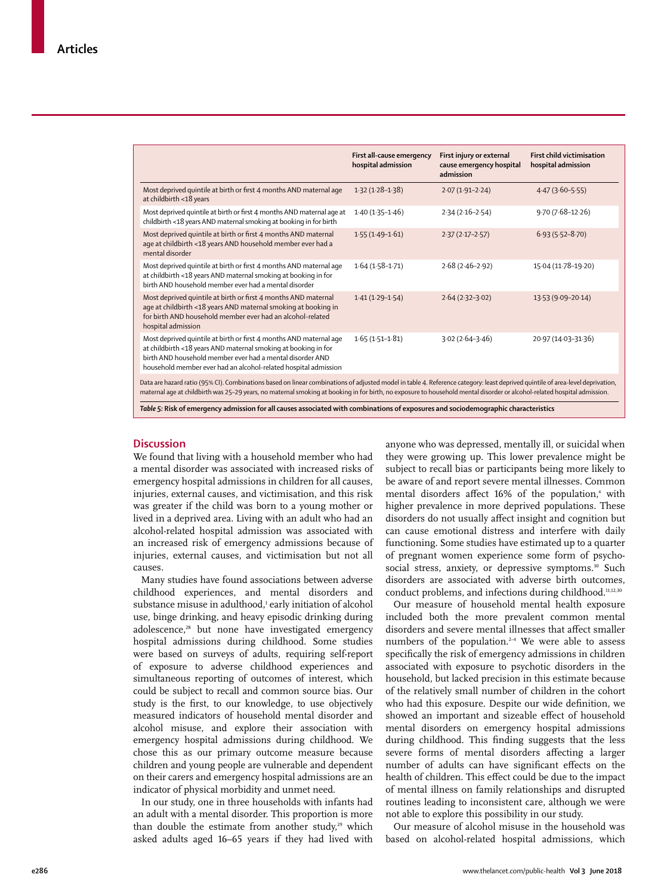| | First all-cause emergency hospital admission | First injury or external cause emergency hospital admission | First child victimisation hospital admission |
|---|---|---|---|
| Most deprived quintile at birth or first 4 months AND maternal age at childbirth <18 years | 1·32 (1·28–1·38) | 2·07 (1·91–2·24) | 4·47 (3·60–5·55) |
| Most deprived quintile at birth or first 4 months AND maternal age at childbirth <18 years AND maternal smoking at booking in for birth | 1·40 (1·35–1·46) | 2·34 (2·16–2·54) | 9·70 (7·68–12·26) |
| Most deprived quintile at birth or first 4 months AND maternal age at childbirth <18 years AND household member ever had a mental disorder | 1·55 (1·49–1·61) | 2·37 (2·17–2·57) | 6·93 (5·52–8·70) |
| Most deprived quintile at birth or first 4 months AND maternal age at childbirth <18 years AND maternal smoking at booking in for birth AND household member ever had a mental disorder | 1·64 (1·58–1·71) | 2·68 (2·46–2·92) | 15·04 (11·78–19·20) |
| Most deprived quintile at birth or first 4 months AND maternal age at childbirth <18 years AND maternal smoking at booking in for birth AND household member ever had an alcohol-related hospital admission | 1·41 (1·29–1·54) | 2·64 (2·32–3·02) | 13·53 (9·09–20·14) |
| Most deprived quintile at birth or first 4 months AND maternal age at childbirth <18 years AND maternal smoking at booking in for birth AND household member ever had a mental disorder AND household member ever had an alcohol-related hospital admission | 1·65 (1·51–1·81) | 3·02 (2·64–3·46) | 20·97 (14·03–31·36) |

Data are hazard ratio (95% CI). Combinations based on linear combinations of adjusted model in table 4. Reference category: least deprived quintile of area-level deprivation, maternal age at childbirth was 25–29 years, no maternal smoking at booking in for birth, no exposure to household mental disorder or alcohol-related hospital admission.

*Table 5:* **Risk of emergency admission for all causes associated with combinations of exposures and sociodemographic characteristics**

## Discussion

We found that living with a household member who had a mental disorder was associated with increased risks of emergency hospital admissions in children for all causes, injuries, external causes, and victimisation, and this risk was greater if the child was born to a young mother or lived in a deprived area. Living with an adult who had an alcohol-related hospital admission was associated with an increased risk of emergency admissions because of injuries, external causes, and victimisation but not all causes.

Many studies have found associations between adverse childhood experiences, and mental disorders and substance misuse in adulthood,[1] early initiation of alcohol use, binge drinking, and heavy episodic drinking during adolescence,[28] but none have investigated emergency hospital admissions during childhood. Some studies were based on surveys of adults, requiring self-report of exposure to adverse childhood experiences and simultaneous reporting of outcomes of interest, which could be subject to recall and common source bias. Our study is the first, to our knowledge, to use objectively measured indicators of household mental disorder and alcohol misuse, and explore their association with emergency hospital admissions during childhood. We chose this as our primary outcome measure because children and young people are vulnerable and dependent on their carers and emergency hospital admissions are an indicator of physical morbidity and unmet need.

In our study, one in three households with infants had an adult with a mental disorder. This proportion is more than double the estimate from another study,[29] which asked adults aged 16–65 years if they had lived with anyone who was depressed, mentally ill, or suicidal when they were growing up. This lower prevalence might be subject to recall bias or participants being more likely to be aware of and report severe mental illnesses. Common mental disorders affect 16% of the population,[4] with higher prevalence in more deprived populations. These disorders do not usually affect insight and cognition but can cause emotional distress and interfere with daily functioning. Some studies have estimated up to a quarter of pregnant women experience some form of psychosocial stress, anxiety, or depressive symptoms.[30] Such disorders are associated with adverse birth outcomes, conduct problems, and infections during childhood.[11,12,30]

Our measure of household mental health exposure included both the more prevalent common mental disorders and severe mental illnesses that affect smaller numbers of the population.[2–4] We were able to assess specifically the risk of emergency admissions in children associated with exposure to psychotic disorders in the household, but lacked precision in this estimate because of the relatively small number of children in the cohort who had this exposure. Despite our wide definition, we showed an important and sizeable effect of household mental disorders on emergency hospital admissions during childhood. This finding suggests that the less severe forms of mental disorders affecting a larger number of adults can have significant effects on the health of children. This effect could be due to the impact of mental illness on family relationships and disrupted routines leading to inconsistent care, although we were not able to explore this possibility in our study.

Our measure of alcohol misuse in the household was based on alcohol-related hospital admissions, which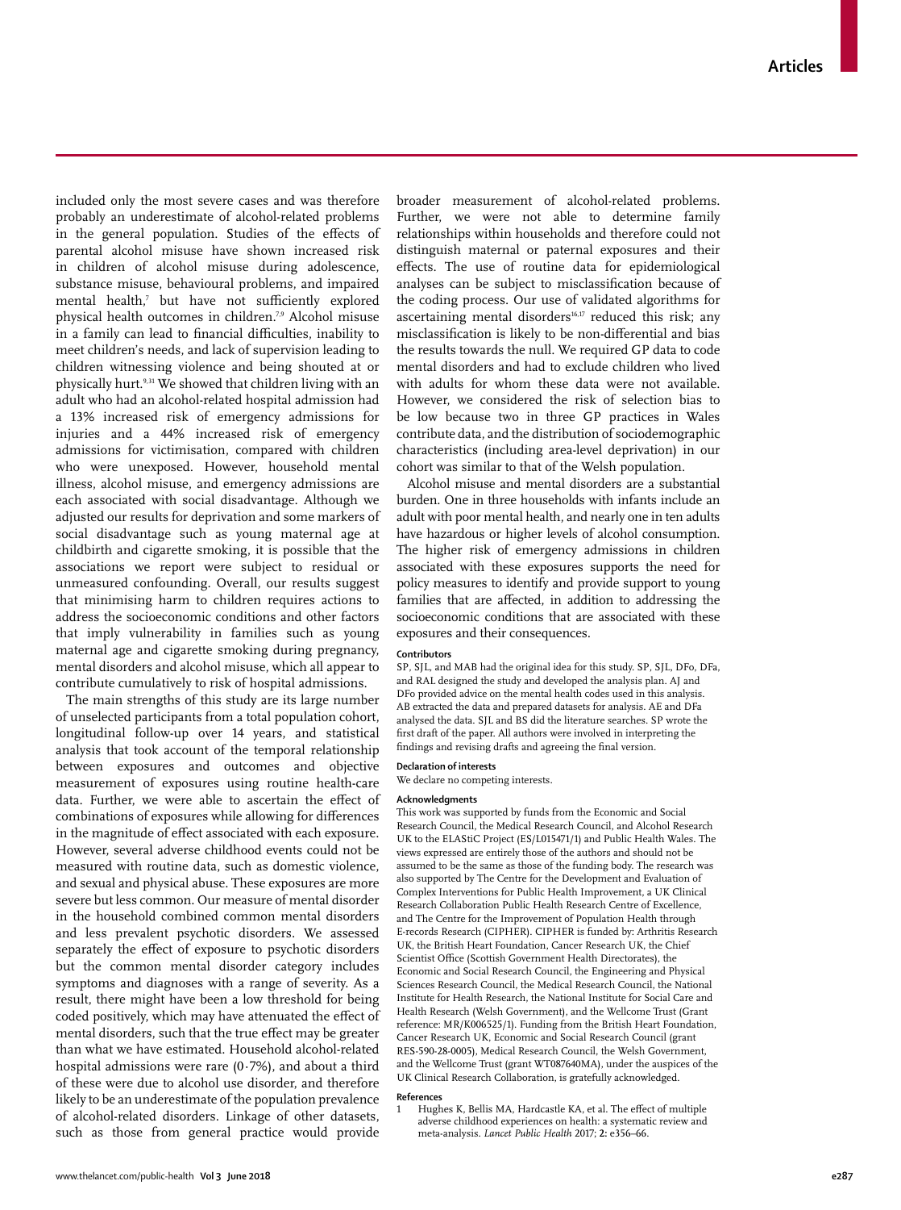included only the most severe cases and was therefore probably an underestimate of alcohol-related problems in the general population. Studies of the effects of parental alcohol misuse have shown increased risk in children of alcohol misuse during adolescence, substance misuse, behavioural problems, and impaired mental health,[7] but have not sufficiently explored physical health outcomes in children.[7,9] Alcohol misuse in a family can lead to financial difficulties, inability to meet children's needs, and lack of supervision leading to children witnessing violence and being shouted at or physically hurt.[9,31] We showed that children living with an adult who had an alcohol-related hospital admission had a 13% increased risk of emergency admissions for injuries and a 44% increased risk of emergency admissions for victimisation, compared with children who were unexposed. However, household mental illness, alcohol misuse, and emergency admissions are each associated with social disadvantage. Although we adjusted our results for deprivation and some markers of social disadvantage such as young maternal age at childbirth and cigarette smoking, it is possible that the associations we report were subject to residual or unmeasured confounding. Overall, our results suggest that minimising harm to children requires actions to address the socioeconomic conditions and other factors that imply vulnerability in families such as young maternal age and cigarette smoking during pregnancy, mental disorders and alcohol misuse, which all appear to contribute cumulatively to risk of hospital admissions.

The main strengths of this study are its large number of unselected participants from a total population cohort, longitudinal follow-up over 14 years, and statistical analysis that took account of the temporal relationship between exposures and outcomes and objective measurement of exposures using routine health-care data. Further, we were able to ascertain the effect of combinations of exposures while allowing for differences in the magnitude of effect associated with each exposure. However, several adverse childhood events could not be measured with routine data, such as domestic violence, and sexual and physical abuse. These exposures are more severe but less common. Our measure of mental disorder in the household combined common mental disorders and less prevalent psychotic disorders. We assessed separately the effect of exposure to psychotic disorders but the common mental disorder category includes symptoms and diagnoses with a range of severity. As a result, there might have been a low threshold for being coded positively, which may have attenuated the effect of mental disorders, such that the true effect may be greater than what we have estimated. Household alcohol-related hospital admissions were rare (0·7%), and about a third of these were due to alcohol use disorder, and therefore likely to be an underestimate of the population prevalence of alcohol-related disorders. Linkage of other datasets, such as those from general practice would provide broader measurement of alcohol-related problems. Further, we were not able to determine family relationships within households and therefore could not distinguish maternal or paternal exposures and their effects. The use of routine data for epidemiological analyses can be subject to misclassification because of the coding process. Our use of validated algorithms for ascertaining mental disorders[16,17] reduced this risk; any misclassification is likely to be non-differential and bias the results towards the null. We required GP data to code mental disorders and had to exclude children who lived with adults for whom these data were not available. However, we considered the risk of selection bias to be low because two in three GP practices in Wales contribute data, and the distribution of sociodemographic characteristics (including area-level deprivation) in our cohort was similar to that of the Welsh population.

Alcohol misuse and mental disorders are a substantial burden. One in three households with infants include an adult with poor mental health, and nearly one in ten adults have hazardous or higher levels of alcohol consumption. The higher risk of emergency admissions in children associated with these exposures supports the need for policy measures to identify and provide support to young families that are affected, in addition to addressing the socioeconomic conditions that are associated with these exposures and their consequences.

#### Contributors

SP, SJL, and MAB had the original idea for this study. SP, SJL, DFo, DFa, and RAL designed the study and developed the analysis plan. AJ and DFo provided advice on the mental health codes used in this analysis. AB extracted the data and prepared datasets for analysis. AE and DFa analysed the data. SJL and BS did the literature searches. SP wrote the first draft of the paper. All authors were involved in interpreting the findings and revising drafts and agreeing the final version.

#### Declaration of interests

We declare no competing interests.

#### Acknowledgments

This work was supported by funds from the Economic and Social Research Council, the Medical Research Council, and Alcohol Research UK to the ELAStiC Project (ES/L015471/1) and Public Health Wales. The views expressed are entirely those of the authors and should not be assumed to be the same as those of the funding body. The research was also supported by The Centre for the Development and Evaluation of Complex Interventions for Public Health Improvement, a UK Clinical Research Collaboration Public Health Research Centre of Excellence, and The Centre for the Improvement of Population Health through E-records Research (CIPHER). CIPHER is funded by: Arthritis Research UK, the British Heart Foundation, Cancer Research UK, the Chief Scientist Office (Scottish Government Health Directorates), the Economic and Social Research Council, the Engineering and Physical Sciences Research Council, the Medical Research Council, the National Institute for Health Research, the National Institute for Social Care and Health Research (Welsh Government), and the Wellcome Trust (Grant reference: MR/K006525/1). Funding from the British Heart Foundation, Cancer Research UK, Economic and Social Research Council (grant RES-590-28-0005), Medical Research Council, the Welsh Government, and the Wellcome Trust (grant WT087640MA), under the auspices of the UK Clinical Research Collaboration, is gratefully acknowledged.

#### References

1 Hughes K, Bellis MA, Hardcastle KA, et al. The effect of multiple adverse childhood experiences on health: a systematic review and meta-analysis. *Lancet Public Health* 2017; **2:** e356–66.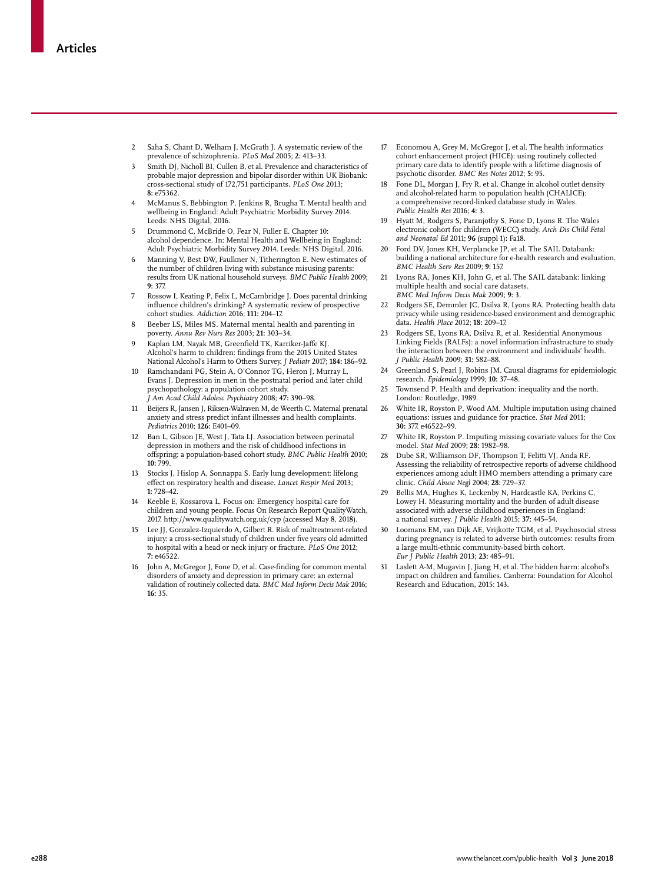2. Saha S, Chant D, Welham J, McGrath J. A systematic review of the prevalence of schizophrenia. *PLoS Med* 2005; **2:** 413–33.
3. Smith DJ, Nicholl BI, Cullen B, et al. Prevalence and characteristics of probable major depression and bipolar disorder within UK Biobank: cross-sectional study of 172,751 participants. *PLoS One* 2013; **8:** e75362.
4. McManus S, Bebbington P, Jenkins R, Brugha T. Mental health and wellbeing in England: Adult Psychiatric Morbidity Survey 2014. Leeds: NHS Digital, 2016.
5. Drummond C, McBride O, Fear N, Fuller E. Chapter 10: alcohol dependence. In: Mental Health and Wellbeing in England: Adult Psychiatric Morbidity Survey 2014. Leeds: NHS Digital, 2016.
6. Manning V, Best DW, Faulkner N, Titherington E. New estimates of the number of children living with substance misusing parents: results from UK national household surveys. *BMC Public Health* 2009; **9:** 377.
7. Rossow I, Keating P, Felix L, McCambridge J. Does parental drinking influence children's drinking? A systematic review of prospective cohort studies. *Addiction* 2016; **111:** 204–17.
8. Beeber LS, Miles MS. Maternal mental health and parenting in poverty. *Annu Rev Nurs Res* 2003; **21:** 303–34.
9. Kaplan LM, Nayak MB, Greenfield TK, Karriker-Jaffe KJ. Alcohol's harm to children: findings from the 2015 United States National Alcohol's Harm to Others Survey. *J Pediatr* 2017; **184:** 186–92.
10. Ramchandani PG, Stein A, O'Connor TG, Heron J, Murray L, Evans J. Depression in men in the postnatal period and later child psychopathology: a population cohort study. *J Am Acad Child Adolesc Psychiatry* 2008; **47:** 390–98.
11. Beijers R, Jansen J, Riksen-Walraven M, de Weerth C. Maternal prenatal anxiety and stress predict infant illnesses and health complaints. *Pediatrics* 2010; **126:** E401–09.
12. Ban L, Gibson JE, West J, Tata LJ. Association between perinatal depression in mothers and the risk of childhood infections in offspring: a population-based cohort study. *BMC Public Health* 2010; **10:** 799.
13. Stocks J, Hislop A, Sonnappa S. Early lung development: lifelong effect on respiratory health and disease. *Lancet Respir Med* 2013; **1:** 728–42.
14. Keeble E, Kossarova L. Focus on: Emergency hospital care for children and young people. Focus On Research Report QualityWatch, 2017. http://www.qualitywatch.org.uk/cyp (accessed May 8, 2018).
15. Lee JJ, Gonzalez-Izquierdo A, Gilbert R. Risk of maltreatment-related injury: a cross-sectional study of children under five years old admitted to hospital with a head or neck injury or fracture. *PLoS One* 2012; **7:** e46522.
16. John A, McGregor J, Fone D, et al. Case-finding for common mental disorders of anxiety and depression in primary care: an external validation of routinely collected data. *BMC Med Inform Decis Mak* 2016; **16:** 35.
17. Economou A, Grey M, McGregor J, et al. The health informatics cohort enhancement project (HICE): using routinely collected primary care data to identify people with a lifetime diagnosis of psychotic disorder. *BMC Res Notes* 2012; **5:** 95.
18. Fone DL, Morgan J, Fry R, et al. Change in alcohol outlet density and alcohol-related harm to population health (CHALICE): a comprehensive record-linked database study in Wales. *Public Health Res* 2016; **4:** 3.
19. Hyatt M, Rodgers S, Paranjothy S, Fone D, Lyons R. The Wales electronic cohort for children (WECC) study. *Arch Dis Child Fetal and Neonatal Ed* 2011; **96** (suppl 1)**:** Fa18.
20. Ford DV, Jones KH, Verplancke JP, et al. The SAIL Databank: building a national architecture for e-health research and evaluation. *BMC Health Serv Res* 2009; **9:** 157.
21. Lyons RA, Jones KH, John G, et al. The SAIL databank: linking multiple health and social care datasets. *BMC Med Inform Decis Mak* 2009; **9:** 3.
22. Rodgers SE, Demmler JC, Dsilva R, Lyons RA. Protecting health data privacy while using residence-based environment and demographic data. *Health Place* 2012; **18:** 209–17.
23. Rodgers SE, Lyons RA, Dsilva R, et al. Residential Anonymous Linking Fields (RALFs): a novel information infrastructure to study the interaction between the environment and individuals' health. *J Public Health* 2009; **31:** 582–88.
24. Greenland S, Pearl J, Robins JM. Causal diagrams for epidemiologic research. *Epidemiology* 1999; **10:** 37–48.
25. Townsend P. Health and deprivation: inequality and the north. London: Routledge, 1989.
26. White IR, Royston P, Wood AM. Multiple imputation using chained equations: issues and guidance for practice. *Stat Med* 2011; **30:** 377. e46522–99.
27. White IR, Royston P. Imputing missing covariate values for the Cox model. *Stat Med* 2009; **28:** 1982–98.
28. Dube SR, Williamson DF, Thompson T, Felitti VJ, Anda RF. Assessing the reliability of retrospective reports of adverse childhood experiences among adult HMO members attending a primary care clinic. *Child Abuse Negl* 2004; **28:** 729–37.
29. Bellis MA, Hughes K, Leckenby N, Hardcastle KA, Perkins C, Lowey H. Measuring mortality and the burden of adult disease associated with adverse childhood experiences in England: a national survey. *J Public Health* 2015; **37:** 445–54.
30. Loomans EM, van Dijk AE, Vrijkotte TGM, et al. Psychosocial stress during pregnancy is related to adverse birth outcomes: results from a large multi-ethnic community-based birth cohort. *Eur J Public Health* 2013; **23:** 485–91.
31. Laslett A-M, Mugavin J, Jiang H, et al. The hidden harm: alcohol's impact on children and families. Canberra: Foundation for Alcohol Research and Education, 2015: 143.